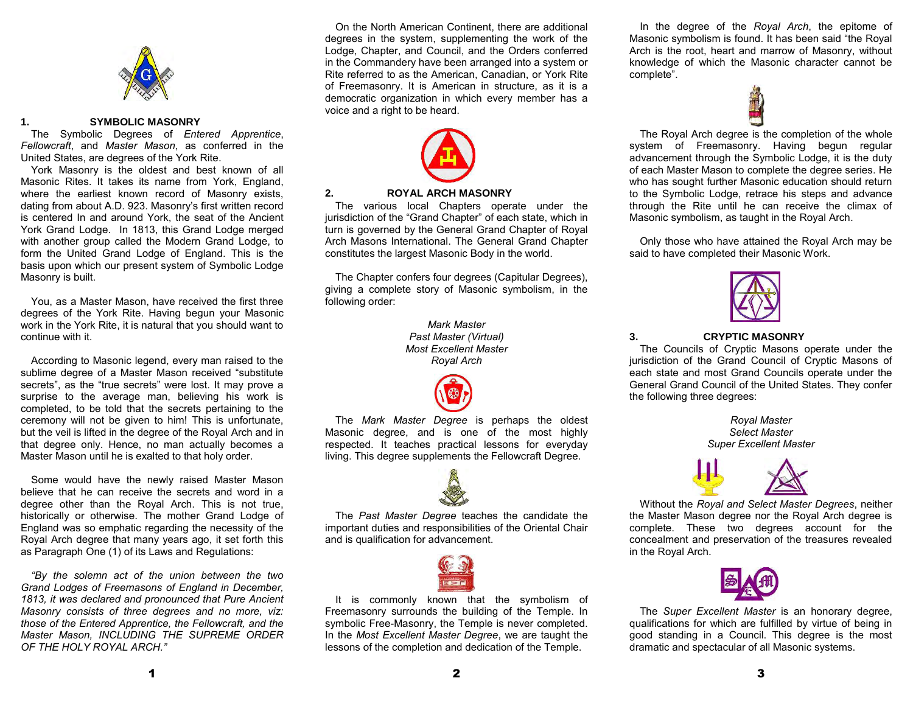## 1. SYMBOLIC MASONRY

The Symbolic Degrees of *Entered Apprentice*, *Fellowcraft*, and *Master Mason*, as conferred in the United States, are degrees of the York Rite.

York Masonry is the oldest and best known of all Masonic Rites. It takes its name from York, England, where the earliest known record of Masonry exists, dating from about A.D. 923. Masonry's first written record is centered In and around York, the seat of the Ancient York Grand Lodge. In 1813, this Grand Lodge merged with another group called the Modern Grand Lodge, to form the United Grand Lodge of England. This is the basis upon which our present system of Symbolic Lodge Masonry is built.

You, as a Master Mason, have received the first three degrees of the York Rite. Having begun your Masonic work in the York Rite, it is natural that you should want to continue with it.

According to Masonic legend, every man raised to the sublime degree of a Master Mason received "substitute secrets", as the "true secrets" were lost. It may prove a surprise to the average man, believing his work is completed, to be told that the secrets pertaining to the ceremony will not be given to him! This is unfortunate, but the veil is lifted in the degree of the Royal Arch and in that degree only. Hence, no man actually becomes a Master Mason until he is exalted to that holy order.

Some would have the newly raised Master Mason believe that he can receive the secrets and word in a degree other than the Royal Arch. This is not true, historically or otherwise. The mother Grand Lodge of England was so emphatic regarding the necessity of the Royal Arch degree that many years ago, it set forth this as Paragraph One (1) of its Laws and Regulations:

*"By the solemn act of the union between the two Grand Lodges of Freemasons of England in December, 1813, it was declared and pronounced that Pure Ancient Masonry consists of three degrees and no more, viz: those of the Entered Apprentice, the Fellowcraft, and the Master Mason, INCLUDING THE SUPREME ORDER OF THE HOLY ROYAL ARCH."*

On the North American Continent, there are additional degrees in the system, supplementing the work of the Lodge, Chapter, and Council, and the Orders conferred in the Commandery have been arranged into a system or Rite referred to as the American, Canadian, or York Rite of Freemasonry. It is American in structure, as it is a democratic organization in which every member has a voice and a right to be heard.

## 2. ROYAL ARCH MASONRY

The various local Chapters operate under the jurisdiction of the "Grand Chapter" of each state, which in turn is governed by the General Grand Chapter of Royal Arch Masons International. The General Grand Chapter constitutes the largest Masonic Body in the world.

The Chapter confers four degrees (Capitular Degrees), giving a complete story of Masonic symbolism, in the following order:

*Mark Master*
*Past Master (Virtual)*
*Most Excellent Master*
*Royal Arch*

The *Mark Master Degree* is perhaps the oldest Masonic degree, and is one of the most highly respected. It teaches practical lessons for everyday living. This degree supplements the Fellowcraft Degree.

The *Past Master Degree* teaches the candidate the important duties and responsibilities of the Oriental Chair and is qualification for advancement.

It is commonly known that the symbolism of Freemasonry surrounds the building of the Temple. In symbolic Free-Masonry, the Temple is never completed. In the *Most Excellent Master Degree*, we are taught the lessons of the completion and dedication of the Temple.

In the degree of the *Royal Arch*, the epitome of Masonic symbolism is found. It has been said "the Royal Arch is the root, heart and marrow of Masonry, without knowledge of which the Masonic character cannot be complete".

The Royal Arch degree is the completion of the whole system of Freemasonry. Having begun regular advancement through the Symbolic Lodge, it is the duty of each Master Mason to complete the degree series. He who has sought further Masonic education should return to the Symbolic Lodge, retrace his steps and advance through the Rite until he can receive the climax of Masonic symbolism, as taught in the Royal Arch.

Only those who have attained the Royal Arch may be said to have completed their Masonic Work.

## 3. CRYPTIC MASONRY

The Councils of Cryptic Masons operate under the jurisdiction of the Grand Council of Cryptic Masons of each state and most Grand Councils operate under the General Grand Council of the United States. They confer the following three degrees:

*Royal Master*
*Select Master*
*Super Excellent Master*

Without the *Royal and Select Master Degrees*, neither the Master Mason degree nor the Royal Arch degree is complete. These two degrees account for the concealment and preservation of the treasures revealed in the Royal Arch.

The *Super Excellent Master* is an honorary degree, qualifications for which are fulfilled by virtue of being in good standing in a Council. This degree is the most dramatic and spectacular of all Masonic systems.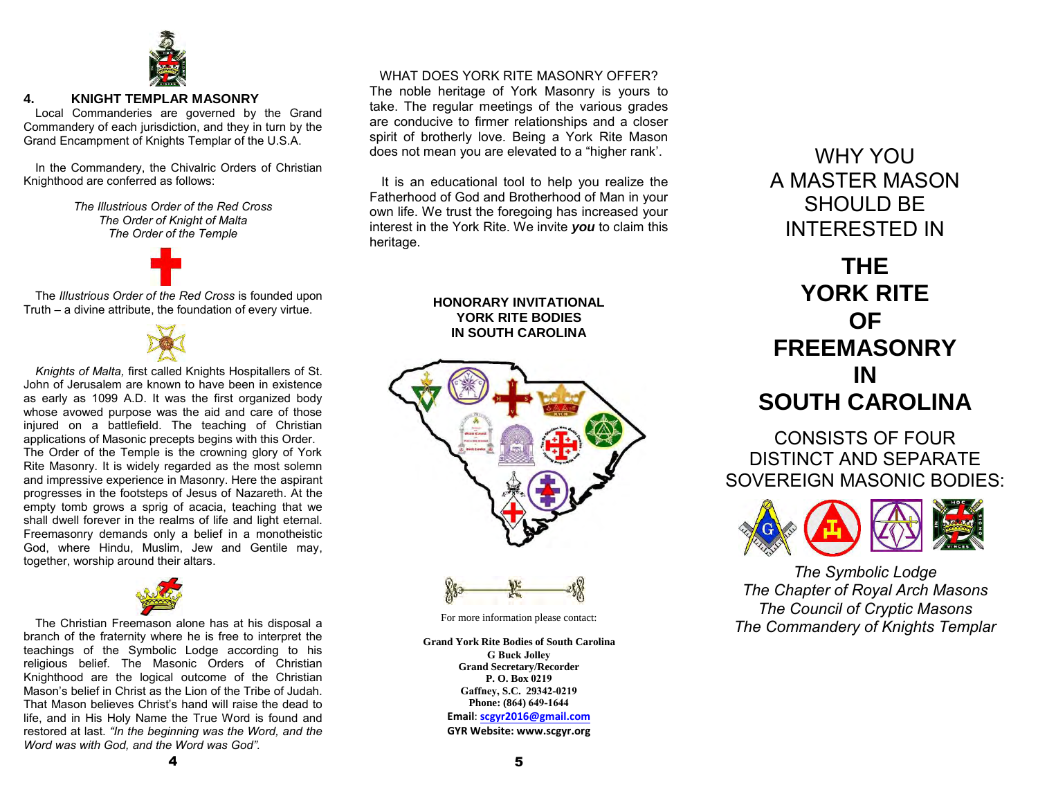## 4. KNIGHT TEMPLAR MASONRY

Local Commanderies are governed by the Grand Commandery of each jurisdiction, and they in turn by the Grand Encampment of Knights Templar of the U.S.A.

In the Commandery, the Chivalric Orders of Christian Knighthood are conferred as follows:

*The Illustrious Order of the Red Cross*
*The Order of Knight of Malta*
*The Order of the Temple*

The *Illustrious Order of the Red Cross* is founded upon Truth – a divine attribute, the foundation of every virtue.

*Knights of Malta,* first called Knights Hospitallers of St. John of Jerusalem are known to have been in existence as early as 1099 A.D. It was the first organized body whose avowed purpose was the aid and care of those injured on a battlefield. The teaching of Christian applications of Masonic precepts begins with this Order. The Order of the Temple is the crowning glory of York Rite Masonry. It is widely regarded as the most solemn and impressive experience in Masonry. Here the aspirant progresses in the footsteps of Jesus of Nazareth. At the empty tomb grows a sprig of acacia, teaching that we shall dwell forever in the realms of life and light eternal. Freemasonry demands only a belief in a monotheistic God, where Hindu, Muslim, Jew and Gentile may, together, worship around their altars.

The Christian Freemason alone has at his disposal a branch of the fraternity where he is free to interpret the teachings of the Symbolic Lodge according to his religious belief. The Masonic Orders of Christian Knighthood are the logical outcome of the Christian Mason's belief in Christ as the Lion of the Tribe of Judah. That Mason believes Christ's hand will raise the dead to life, and in His Holy Name the True Word is found and restored at last. *"In the beginning was the Word, and the Word was with God, and the Word was God".*

WHAT DOES YORK RITE MASONRY OFFER?

The noble heritage of York Masonry is yours to take. The regular meetings of the various grades are conducive to firmer relationships and a closer spirit of brotherly love. Being a York Rite Mason does not mean you are elevated to a "higher rank'.

It is an educational tool to help you realize the Fatherhood of God and Brotherhood of Man in your own life. We trust the foregoing has increased your interest in the York Rite. We invite ***you*** to claim this heritage.

**HONORARY INVITATIONAL YORK RITE BODIES IN SOUTH CAROLINA**

For more information please contact:

**Grand York Rite Bodies of South Carolina**
**G Buck Jolley**
**Grand Secretary/Recorder**
**P. O. Box 0219**
**Gaffney, S.C. 29342-0219**
**Phone: (864) 649-1644**
**Email**: scgyr2016@gmail.com
**GYR Website: www.scgyr.org**

WHY YOU A MASTER MASON SHOULD BE INTERESTED IN

# THE YORK RITE OF FREEMASONRY IN SOUTH CAROLINA

CONSISTS OF FOUR DISTINCT AND SEPARATE SOVEREIGN MASONIC BODIES:

*The Symbolic Lodge*
*The Chapter of Royal Arch Masons*
*The Council of Cryptic Masons*
*The Commandery of Knights Templar*